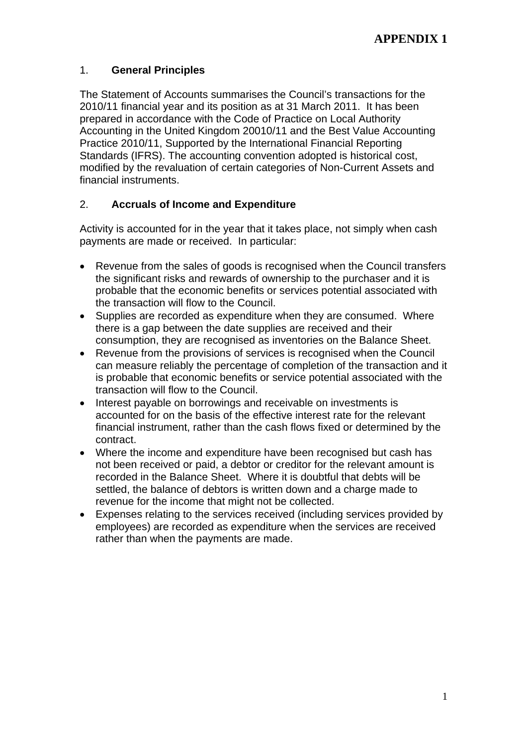**APPENDIX 1**

## 1. General Principles

The Statement of Accounts summarises the Council's transactions for the 2010/11 financial year and its position as at 31 March 2011. It has been prepared in accordance with the Code of Practice on Local Authority Accounting in the United Kingdom 20010/11 and the Best Value Accounting Practice 2010/11, Supported by the International Financial Reporting Standards (IFRS). The accounting convention adopted is historical cost, modified by the revaluation of certain categories of Non-Current Assets and financial instruments.

## 2. Accruals of Income and Expenditure

Activity is accounted for in the year that it takes place, not simply when cash payments are made or received. In particular:

- Revenue from the sales of goods is recognised when the Council transfers the significant risks and rewards of ownership to the purchaser and it is probable that the economic benefits or services potential associated with the transaction will flow to the Council.
- Supplies are recorded as expenditure when they are consumed. Where there is a gap between the date supplies are received and their consumption, they are recognised as inventories on the Balance Sheet.
- Revenue from the provisions of services is recognised when the Council can measure reliably the percentage of completion of the transaction and it is probable that economic benefits or service potential associated with the transaction will flow to the Council.
- Interest payable on borrowings and receivable on investments is accounted for on the basis of the effective interest rate for the relevant financial instrument, rather than the cash flows fixed or determined by the contract.
- Where the income and expenditure have been recognised but cash has not been received or paid, a debtor or creditor for the relevant amount is recorded in the Balance Sheet. Where it is doubtful that debts will be settled, the balance of debtors is written down and a charge made to revenue for the income that might not be collected.
- Expenses relating to the services received (including services provided by employees) are recorded as expenditure when the services are received rather than when the payments are made.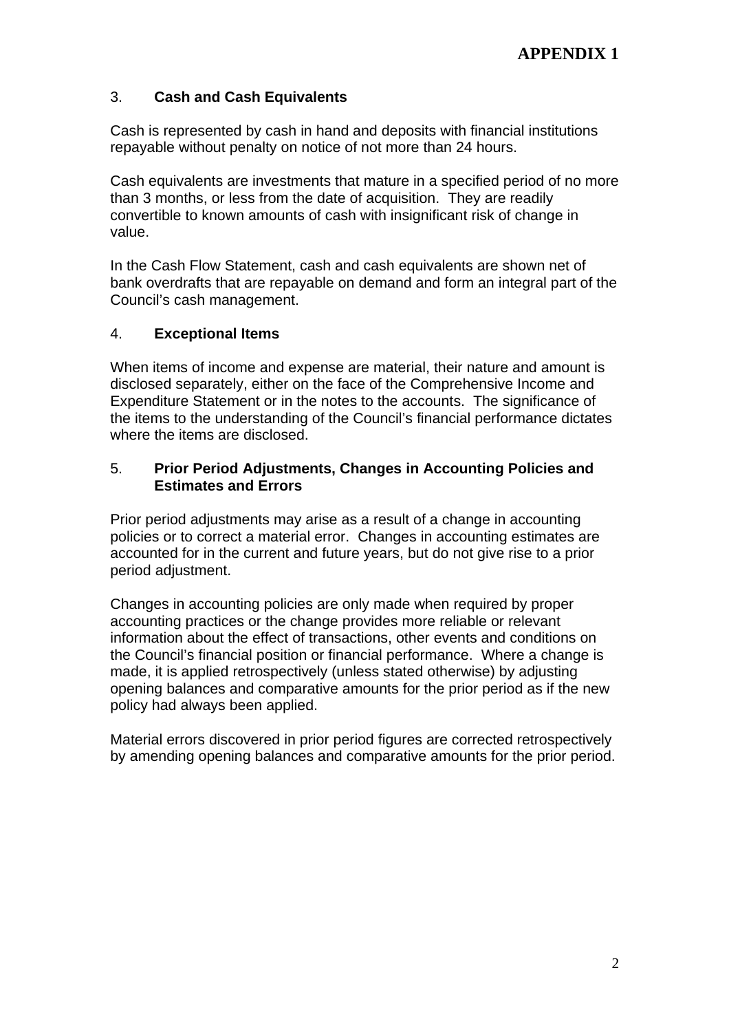### 3. **Cash and Cash Equivalents**

Cash is represented by cash in hand and deposits with financial institutions repayable without penalty on notice of not more than 24 hours.

Cash equivalents are investments that mature in a specified period of no more than 3 months, or less from the date of acquisition. They are readily convertible to known amounts of cash with insignificant risk of change in value.

In the Cash Flow Statement, cash and cash equivalents are shown net of bank overdrafts that are repayable on demand and form an integral part of the Council's cash management.

### 4. **Exceptional Items**

When items of income and expense are material, their nature and amount is disclosed separately, either on the face of the Comprehensive Income and Expenditure Statement or in the notes to the accounts. The significance of the items to the understanding of the Council's financial performance dictates where the items are disclosed.

### 5. **Prior Period Adjustments, Changes in Accounting Policies and Estimates and Errors**

Prior period adjustments may arise as a result of a change in accounting policies or to correct a material error. Changes in accounting estimates are accounted for in the current and future years, but do not give rise to a prior period adjustment.

Changes in accounting policies are only made when required by proper accounting practices or the change provides more reliable or relevant information about the effect of transactions, other events and conditions on the Council's financial position or financial performance. Where a change is made, it is applied retrospectively (unless stated otherwise) by adjusting opening balances and comparative amounts for the prior period as if the new policy had always been applied.

Material errors discovered in prior period figures are corrected retrospectively by amending opening balances and comparative amounts for the prior period.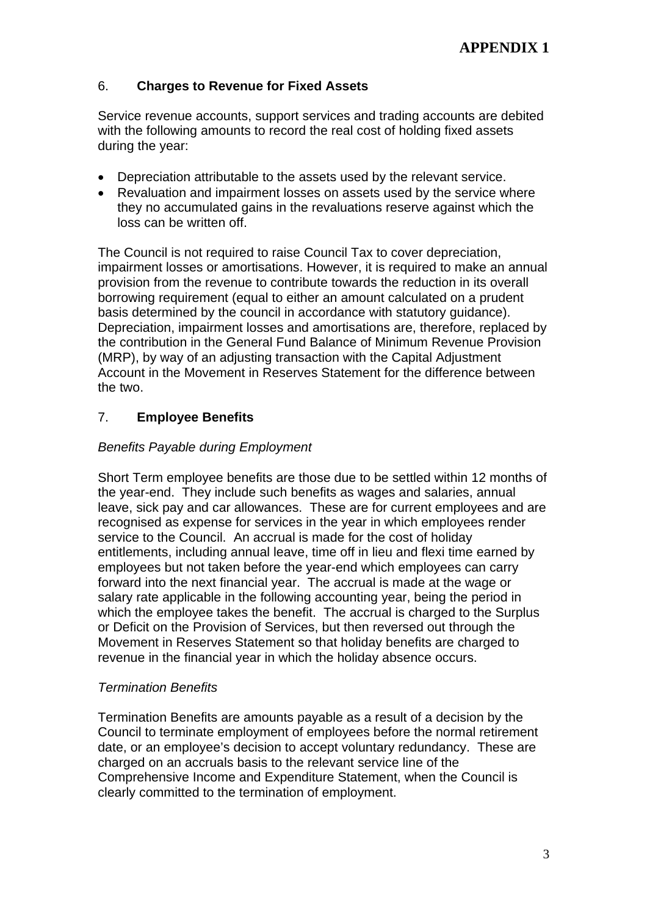## 6. **Charges to Revenue for Fixed Assets**

Service revenue accounts, support services and trading accounts are debited with the following amounts to record the real cost of holding fixed assets during the year:

- Depreciation attributable to the assets used by the relevant service.
- Revaluation and impairment losses on assets used by the service where they no accumulated gains in the revaluations reserve against which the loss can be written off.

The Council is not required to raise Council Tax to cover depreciation, impairment losses or amortisations. However, it is required to make an annual provision from the revenue to contribute towards the reduction in its overall borrowing requirement (equal to either an amount calculated on a prudent basis determined by the council in accordance with statutory guidance). Depreciation, impairment losses and amortisations are, therefore, replaced by the contribution in the General Fund Balance of Minimum Revenue Provision (MRP), by way of an adjusting transaction with the Capital Adjustment Account in the Movement in Reserves Statement for the difference between the two.

## 7. **Employee Benefits**

*Benefits Payable during Employment*

Short Term employee benefits are those due to be settled within 12 months of the year-end. They include such benefits as wages and salaries, annual leave, sick pay and car allowances. These are for current employees and are recognised as expense for services in the year in which employees render service to the Council. An accrual is made for the cost of holiday entitlements, including annual leave, time off in lieu and flexi time earned by employees but not taken before the year-end which employees can carry forward into the next financial year. The accrual is made at the wage or salary rate applicable in the following accounting year, being the period in which the employee takes the benefit. The accrual is charged to the Surplus or Deficit on the Provision of Services, but then reversed out through the Movement in Reserves Statement so that holiday benefits are charged to revenue in the financial year in which the holiday absence occurs.

*Termination Benefits*

Termination Benefits are amounts payable as a result of a decision by the Council to terminate employment of employees before the normal retirement date, or an employee's decision to accept voluntary redundancy. These are charged on an accruals basis to the relevant service line of the Comprehensive Income and Expenditure Statement, when the Council is clearly committed to the termination of employment.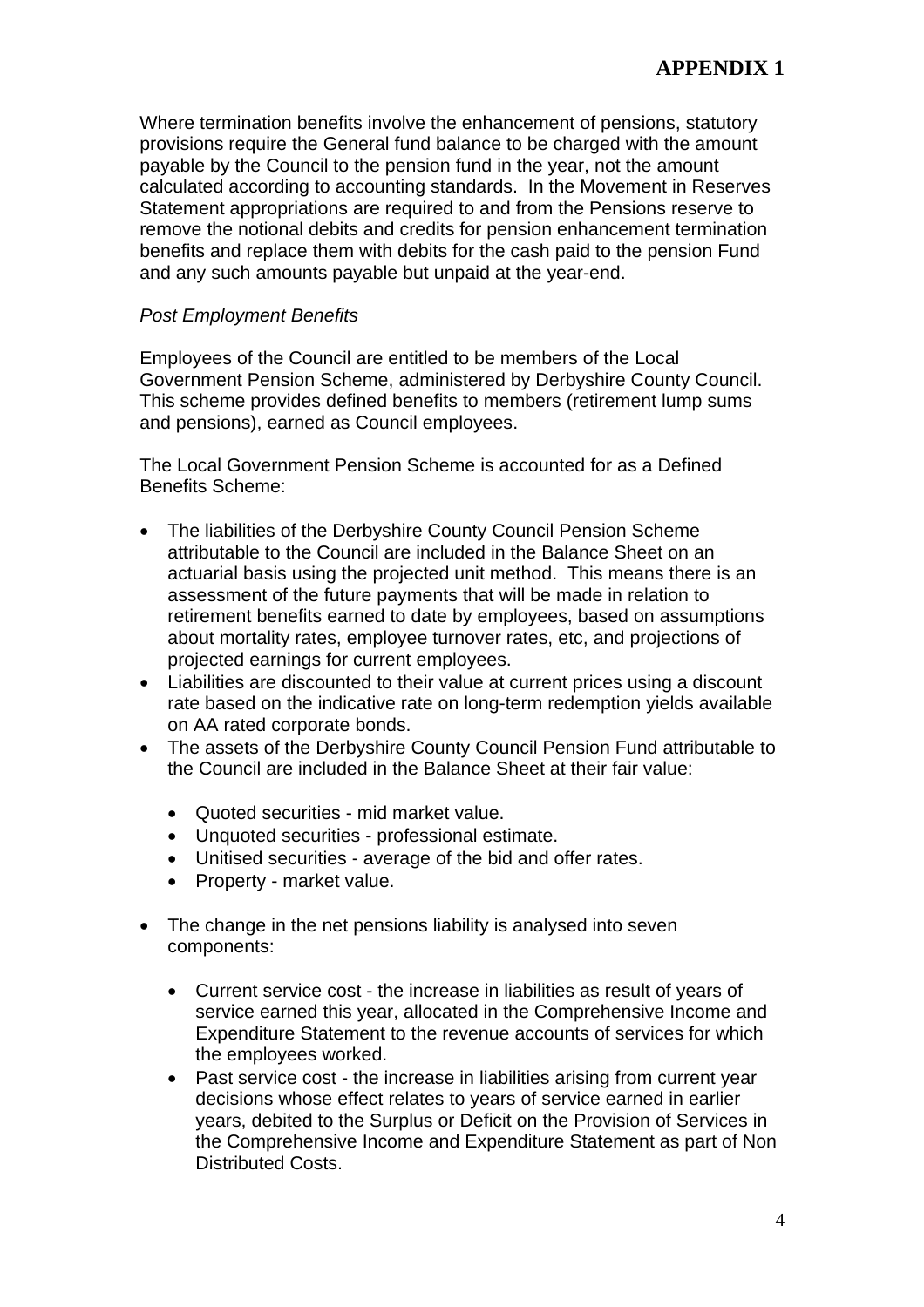Where termination benefits involve the enhancement of pensions, statutory provisions require the General fund balance to be charged with the amount payable by the Council to the pension fund in the year, not the amount calculated according to accounting standards. In the Movement in Reserves Statement appropriations are required to and from the Pensions reserve to remove the notional debits and credits for pension enhancement termination benefits and replace them with debits for the cash paid to the pension Fund and any such amounts payable but unpaid at the year-end.

*Post Employment Benefits*

Employees of the Council are entitled to be members of the Local Government Pension Scheme, administered by Derbyshire County Council. This scheme provides defined benefits to members (retirement lump sums and pensions), earned as Council employees.

The Local Government Pension Scheme is accounted for as a Defined Benefits Scheme:

- The liabilities of the Derbyshire County Council Pension Scheme attributable to the Council are included in the Balance Sheet on an actuarial basis using the projected unit method. This means there is an assessment of the future payments that will be made in relation to retirement benefits earned to date by employees, based on assumptions about mortality rates, employee turnover rates, etc, and projections of projected earnings for current employees.
- Liabilities are discounted to their value at current prices using a discount rate based on the indicative rate on long-term redemption yields available on AA rated corporate bonds.
- The assets of the Derbyshire County Council Pension Fund attributable to the Council are included in the Balance Sheet at their fair value:
  - Quoted securities - mid market value.
  - Unquoted securities - professional estimate.
  - Unitised securities - average of the bid and offer rates.
  - Property - market value.
- The change in the net pensions liability is analysed into seven components:
  - Current service cost - the increase in liabilities as result of years of service earned this year, allocated in the Comprehensive Income and Expenditure Statement to the revenue accounts of services for which the employees worked.
  - Past service cost - the increase in liabilities arising from current year decisions whose effect relates to years of service earned in earlier years, debited to the Surplus or Deficit on the Provision of Services in the Comprehensive Income and Expenditure Statement as part of Non Distributed Costs.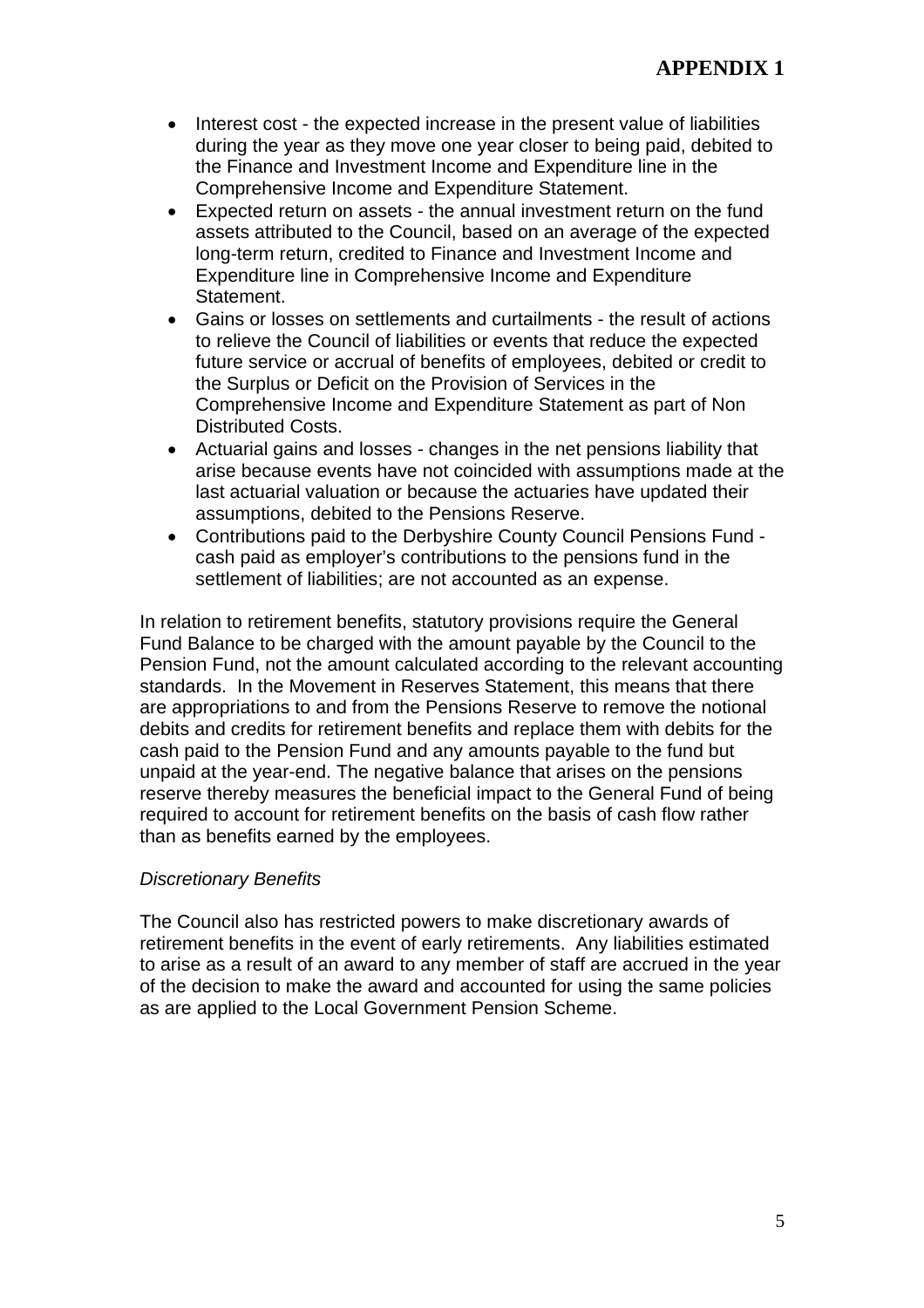- Interest cost - the expected increase in the present value of liabilities during the year as they move one year closer to being paid, debited to the Finance and Investment Income and Expenditure line in the Comprehensive Income and Expenditure Statement.
- Expected return on assets - the annual investment return on the fund assets attributed to the Council, based on an average of the expected long-term return, credited to Finance and Investment Income and Expenditure line in Comprehensive Income and Expenditure Statement.
- Gains or losses on settlements and curtailments - the result of actions to relieve the Council of liabilities or events that reduce the expected future service or accrual of benefits of employees, debited or credit to the Surplus or Deficit on the Provision of Services in the Comprehensive Income and Expenditure Statement as part of Non Distributed Costs.
- Actuarial gains and losses - changes in the net pensions liability that arise because events have not coincided with assumptions made at the last actuarial valuation or because the actuaries have updated their assumptions, debited to the Pensions Reserve.
- Contributions paid to the Derbyshire County Council Pensions Fund - cash paid as employer's contributions to the pensions fund in the settlement of liabilities; are not accounted as an expense.

In relation to retirement benefits, statutory provisions require the General Fund Balance to be charged with the amount payable by the Council to the Pension Fund, not the amount calculated according to the relevant accounting standards. In the Movement in Reserves Statement, this means that there are appropriations to and from the Pensions Reserve to remove the notional debits and credits for retirement benefits and replace them with debits for the cash paid to the Pension Fund and any amounts payable to the fund but unpaid at the year-end. The negative balance that arises on the pensions reserve thereby measures the beneficial impact to the General Fund of being required to account for retirement benefits on the basis of cash flow rather than as benefits earned by the employees.

*Discretionary Benefits*

The Council also has restricted powers to make discretionary awards of retirement benefits in the event of early retirements. Any liabilities estimated to arise as a result of an award to any member of staff are accrued in the year of the decision to make the award and accounted for using the same policies as are applied to the Local Government Pension Scheme.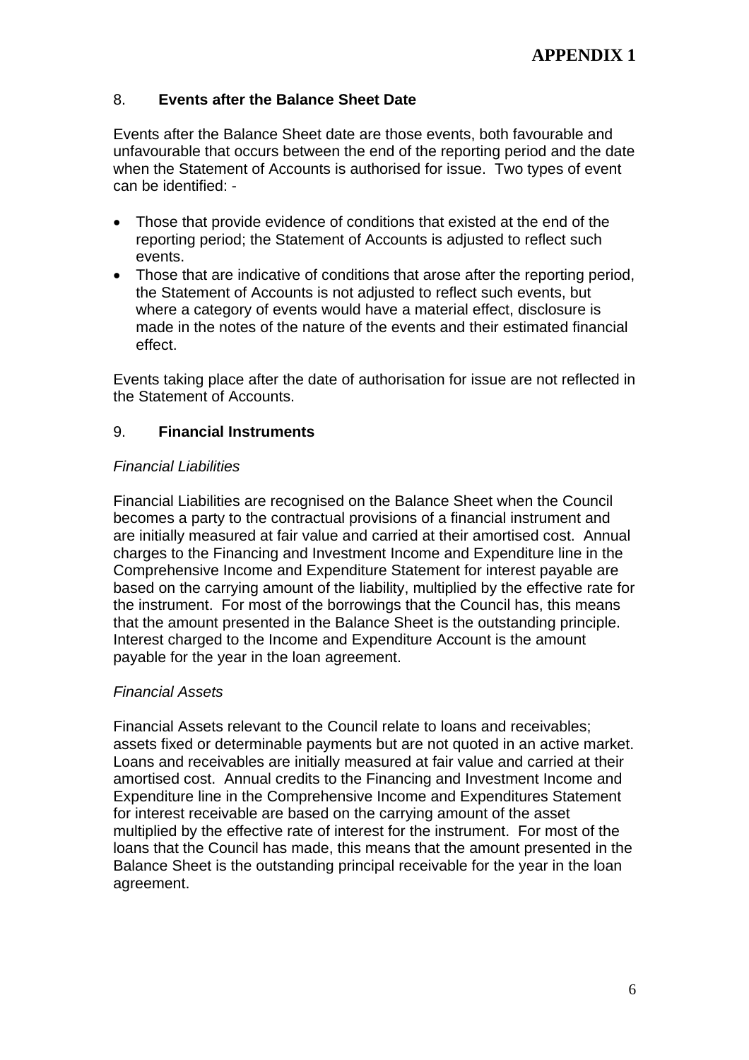**APPENDIX 1**

## 8. Events after the Balance Sheet Date

Events after the Balance Sheet date are those events, both favourable and unfavourable that occurs between the end of the reporting period and the date when the Statement of Accounts is authorised for issue. Two types of event can be identified: -

- Those that provide evidence of conditions that existed at the end of the reporting period; the Statement of Accounts is adjusted to reflect such events.
- Those that are indicative of conditions that arose after the reporting period, the Statement of Accounts is not adjusted to reflect such events, but where a category of events would have a material effect, disclosure is made in the notes of the nature of the events and their estimated financial effect.

Events taking place after the date of authorisation for issue are not reflected in the Statement of Accounts.

## 9. Financial Instruments

*Financial Liabilities*

Financial Liabilities are recognised on the Balance Sheet when the Council becomes a party to the contractual provisions of a financial instrument and are initially measured at fair value and carried at their amortised cost. Annual charges to the Financing and Investment Income and Expenditure line in the Comprehensive Income and Expenditure Statement for interest payable are based on the carrying amount of the liability, multiplied by the effective rate for the instrument. For most of the borrowings that the Council has, this means that the amount presented in the Balance Sheet is the outstanding principle. Interest charged to the Income and Expenditure Account is the amount payable for the year in the loan agreement.

*Financial Assets*

Financial Assets relevant to the Council relate to loans and receivables; assets fixed or determinable payments but are not quoted in an active market. Loans and receivables are initially measured at fair value and carried at their amortised cost. Annual credits to the Financing and Investment Income and Expenditure line in the Comprehensive Income and Expenditures Statement for interest receivable are based on the carrying amount of the asset multiplied by the effective rate of interest for the instrument. For most of the loans that the Council has made, this means that the amount presented in the Balance Sheet is the outstanding principal receivable for the year in the loan agreement.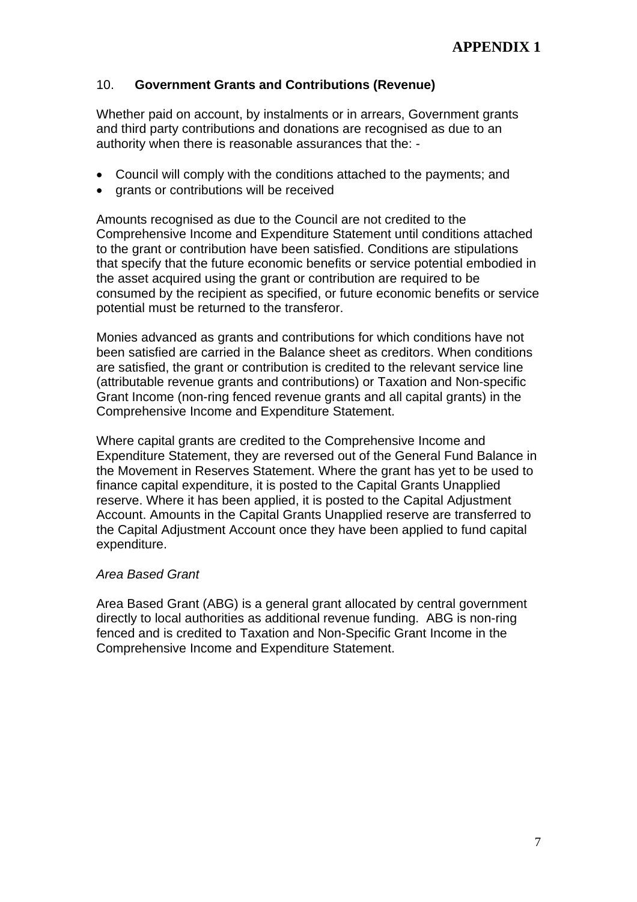**APPENDIX 1**

## 10. **Government Grants and Contributions (Revenue)**

Whether paid on account, by instalments or in arrears, Government grants and third party contributions and donations are recognised as due to an authority when there is reasonable assurances that the: -

- Council will comply with the conditions attached to the payments; and
- grants or contributions will be received

Amounts recognised as due to the Council are not credited to the Comprehensive Income and Expenditure Statement until conditions attached to the grant or contribution have been satisfied. Conditions are stipulations that specify that the future economic benefits or service potential embodied in the asset acquired using the grant or contribution are required to be consumed by the recipient as specified, or future economic benefits or service potential must be returned to the transferor.

Monies advanced as grants and contributions for which conditions have not been satisfied are carried in the Balance sheet as creditors. When conditions are satisfied, the grant or contribution is credited to the relevant service line (attributable revenue grants and contributions) or Taxation and Non-specific Grant Income (non-ring fenced revenue grants and all capital grants) in the Comprehensive Income and Expenditure Statement.

Where capital grants are credited to the Comprehensive Income and Expenditure Statement, they are reversed out of the General Fund Balance in the Movement in Reserves Statement. Where the grant has yet to be used to finance capital expenditure, it is posted to the Capital Grants Unapplied reserve. Where it has been applied, it is posted to the Capital Adjustment Account. Amounts in the Capital Grants Unapplied reserve are transferred to the Capital Adjustment Account once they have been applied to fund capital expenditure.

*Area Based Grant*

Area Based Grant (ABG) is a general grant allocated by central government directly to local authorities as additional revenue funding. ABG is non-ring fenced and is credited to Taxation and Non-Specific Grant Income in the Comprehensive Income and Expenditure Statement.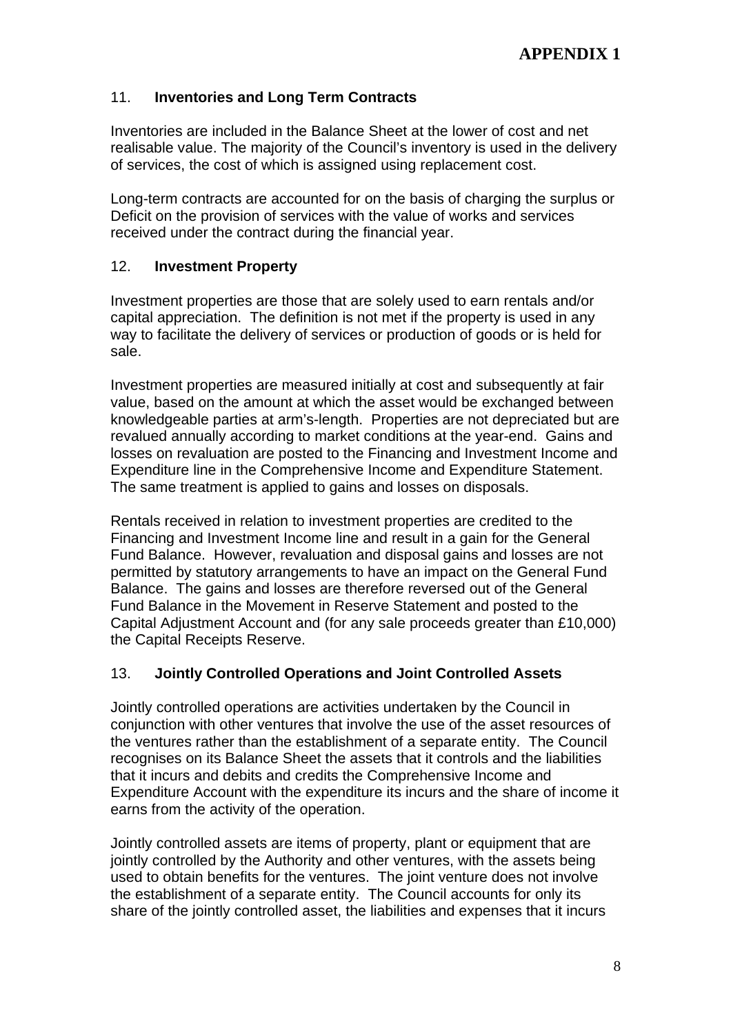**APPENDIX 1**

## 11. **Inventories and Long Term Contracts**

Inventories are included in the Balance Sheet at the lower of cost and net realisable value. The majority of the Council's inventory is used in the delivery of services, the cost of which is assigned using replacement cost.

Long-term contracts are accounted for on the basis of charging the surplus or Deficit on the provision of services with the value of works and services received under the contract during the financial year.

## 12. **Investment Property**

Investment properties are those that are solely used to earn rentals and/or capital appreciation. The definition is not met if the property is used in any way to facilitate the delivery of services or production of goods or is held for sale.

Investment properties are measured initially at cost and subsequently at fair value, based on the amount at which the asset would be exchanged between knowledgeable parties at arm's-length. Properties are not depreciated but are revalued annually according to market conditions at the year-end. Gains and losses on revaluation are posted to the Financing and Investment Income and Expenditure line in the Comprehensive Income and Expenditure Statement. The same treatment is applied to gains and losses on disposals.

Rentals received in relation to investment properties are credited to the Financing and Investment Income line and result in a gain for the General Fund Balance. However, revaluation and disposal gains and losses are not permitted by statutory arrangements to have an impact on the General Fund Balance. The gains and losses are therefore reversed out of the General Fund Balance in the Movement in Reserve Statement and posted to the Capital Adjustment Account and (for any sale proceeds greater than £10,000) the Capital Receipts Reserve.

## 13. **Jointly Controlled Operations and Joint Controlled Assets**

Jointly controlled operations are activities undertaken by the Council in conjunction with other ventures that involve the use of the asset resources of the ventures rather than the establishment of a separate entity. The Council recognises on its Balance Sheet the assets that it controls and the liabilities that it incurs and debits and credits the Comprehensive Income and Expenditure Account with the expenditure its incurs and the share of income it earns from the activity of the operation.

Jointly controlled assets are items of property, plant or equipment that are jointly controlled by the Authority and other ventures, with the assets being used to obtain benefits for the ventures. The joint venture does not involve the establishment of a separate entity. The Council accounts for only its share of the jointly controlled asset, the liabilities and expenses that it incurs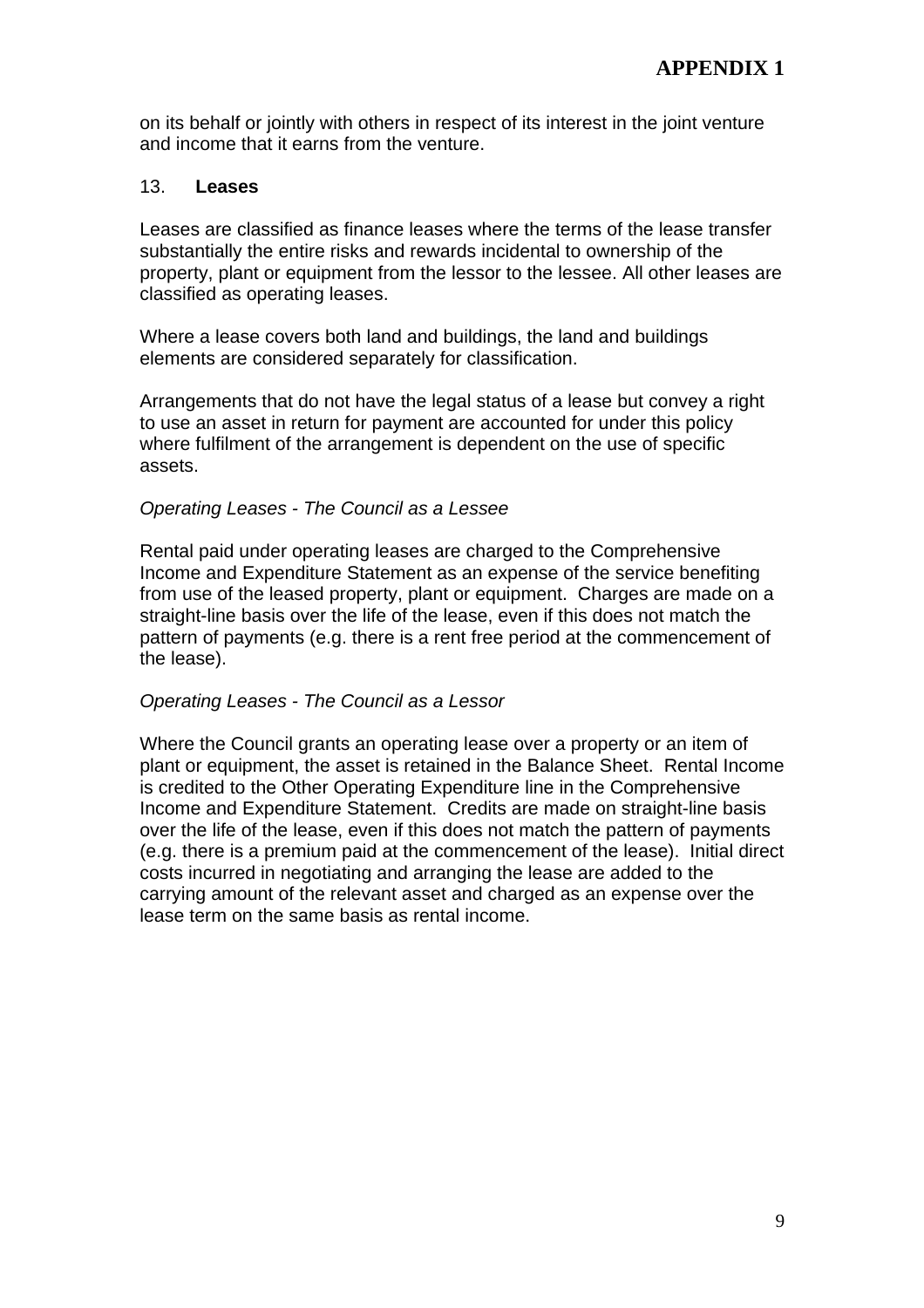on its behalf or jointly with others in respect of its interest in the joint venture and income that it earns from the venture.

## 13. Leases

Leases are classified as finance leases where the terms of the lease transfer substantially the entire risks and rewards incidental to ownership of the property, plant or equipment from the lessor to the lessee. All other leases are classified as operating leases.

Where a lease covers both land and buildings, the land and buildings elements are considered separately for classification.

Arrangements that do not have the legal status of a lease but convey a right to use an asset in return for payment are accounted for under this policy where fulfilment of the arrangement is dependent on the use of specific assets.

*Operating Leases - The Council as a Lessee*

Rental paid under operating leases are charged to the Comprehensive Income and Expenditure Statement as an expense of the service benefiting from use of the leased property, plant or equipment. Charges are made on a straight-line basis over the life of the lease, even if this does not match the pattern of payments (e.g. there is a rent free period at the commencement of the lease).

*Operating Leases - The Council as a Lessor*

Where the Council grants an operating lease over a property or an item of plant or equipment, the asset is retained in the Balance Sheet. Rental Income is credited to the Other Operating Expenditure line in the Comprehensive Income and Expenditure Statement. Credits are made on straight-line basis over the life of the lease, even if this does not match the pattern of payments (e.g. there is a premium paid at the commencement of the lease). Initial direct costs incurred in negotiating and arranging the lease are added to the carrying amount of the relevant asset and charged as an expense over the lease term on the same basis as rental income.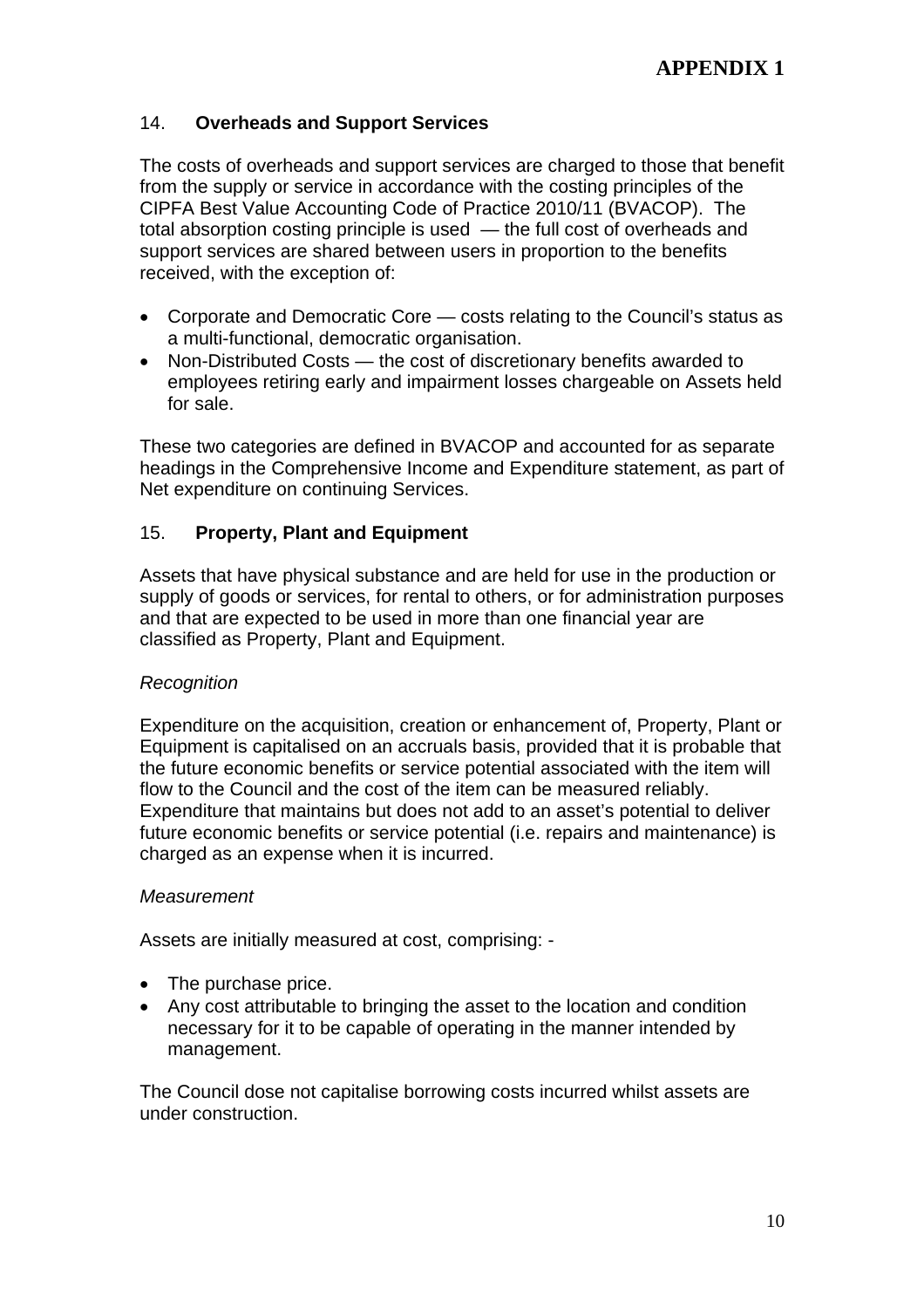**APPENDIX 1**

## 14. **Overheads and Support Services**

The costs of overheads and support services are charged to those that benefit from the supply or service in accordance with the costing principles of the CIPFA Best Value Accounting Code of Practice 2010/11 (BVACOP). The total absorption costing principle is used — the full cost of overheads and support services are shared between users in proportion to the benefits received, with the exception of:

- Corporate and Democratic Core — costs relating to the Council's status as a multi-functional, democratic organisation.
- Non-Distributed Costs — the cost of discretionary benefits awarded to employees retiring early and impairment losses chargeable on Assets held for sale.

These two categories are defined in BVACOP and accounted for as separate headings in the Comprehensive Income and Expenditure statement, as part of Net expenditure on continuing Services.

## 15. **Property, Plant and Equipment**

Assets that have physical substance and are held for use in the production or supply of goods or services, for rental to others, or for administration purposes and that are expected to be used in more than one financial year are classified as Property, Plant and Equipment.

*Recognition*

Expenditure on the acquisition, creation or enhancement of, Property, Plant or Equipment is capitalised on an accruals basis, provided that it is probable that the future economic benefits or service potential associated with the item will flow to the Council and the cost of the item can be measured reliably. Expenditure that maintains but does not add to an asset's potential to deliver future economic benefits or service potential (i.e. repairs and maintenance) is charged as an expense when it is incurred.

*Measurement*

Assets are initially measured at cost, comprising: -

- The purchase price.
- Any cost attributable to bringing the asset to the location and condition necessary for it to be capable of operating in the manner intended by management.

The Council dose not capitalise borrowing costs incurred whilst assets are under construction.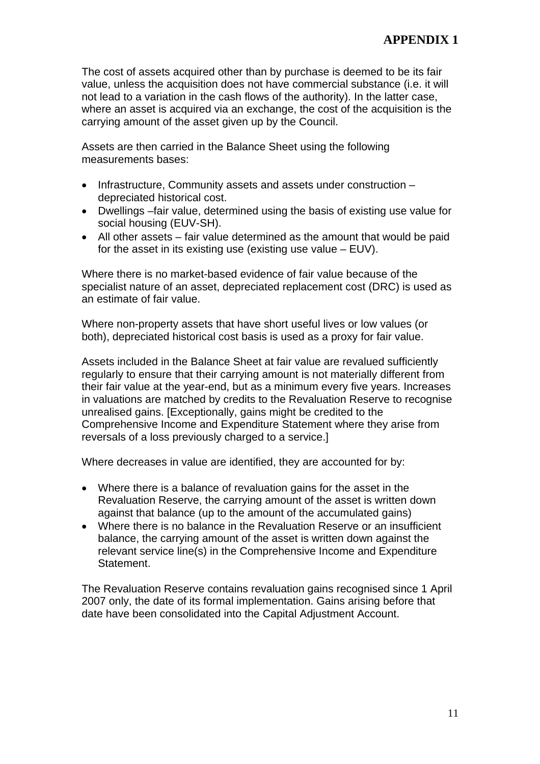The cost of assets acquired other than by purchase is deemed to be its fair value, unless the acquisition does not have commercial substance (i.e. it will not lead to a variation in the cash flows of the authority). In the latter case, where an asset is acquired via an exchange, the cost of the acquisition is the carrying amount of the asset given up by the Council.

Assets are then carried in the Balance Sheet using the following measurements bases:

- Infrastructure, Community assets and assets under construction – depreciated historical cost.
- Dwellings –fair value, determined using the basis of existing use value for social housing (EUV-SH).
- All other assets – fair value determined as the amount that would be paid for the asset in its existing use (existing use value – EUV).

Where there is no market-based evidence of fair value because of the specialist nature of an asset, depreciated replacement cost (DRC) is used as an estimate of fair value.

Where non-property assets that have short useful lives or low values (or both), depreciated historical cost basis is used as a proxy for fair value.

Assets included in the Balance Sheet at fair value are revalued sufficiently regularly to ensure that their carrying amount is not materially different from their fair value at the year-end, but as a minimum every five years. Increases in valuations are matched by credits to the Revaluation Reserve to recognise unrealised gains. [Exceptionally, gains might be credited to the Comprehensive Income and Expenditure Statement where they arise from reversals of a loss previously charged to a service.]

Where decreases in value are identified, they are accounted for by:

- Where there is a balance of revaluation gains for the asset in the Revaluation Reserve, the carrying amount of the asset is written down against that balance (up to the amount of the accumulated gains)
- Where there is no balance in the Revaluation Reserve or an insufficient balance, the carrying amount of the asset is written down against the relevant service line(s) in the Comprehensive Income and Expenditure Statement.

The Revaluation Reserve contains revaluation gains recognised since 1 April 2007 only, the date of its formal implementation. Gains arising before that date have been consolidated into the Capital Adjustment Account.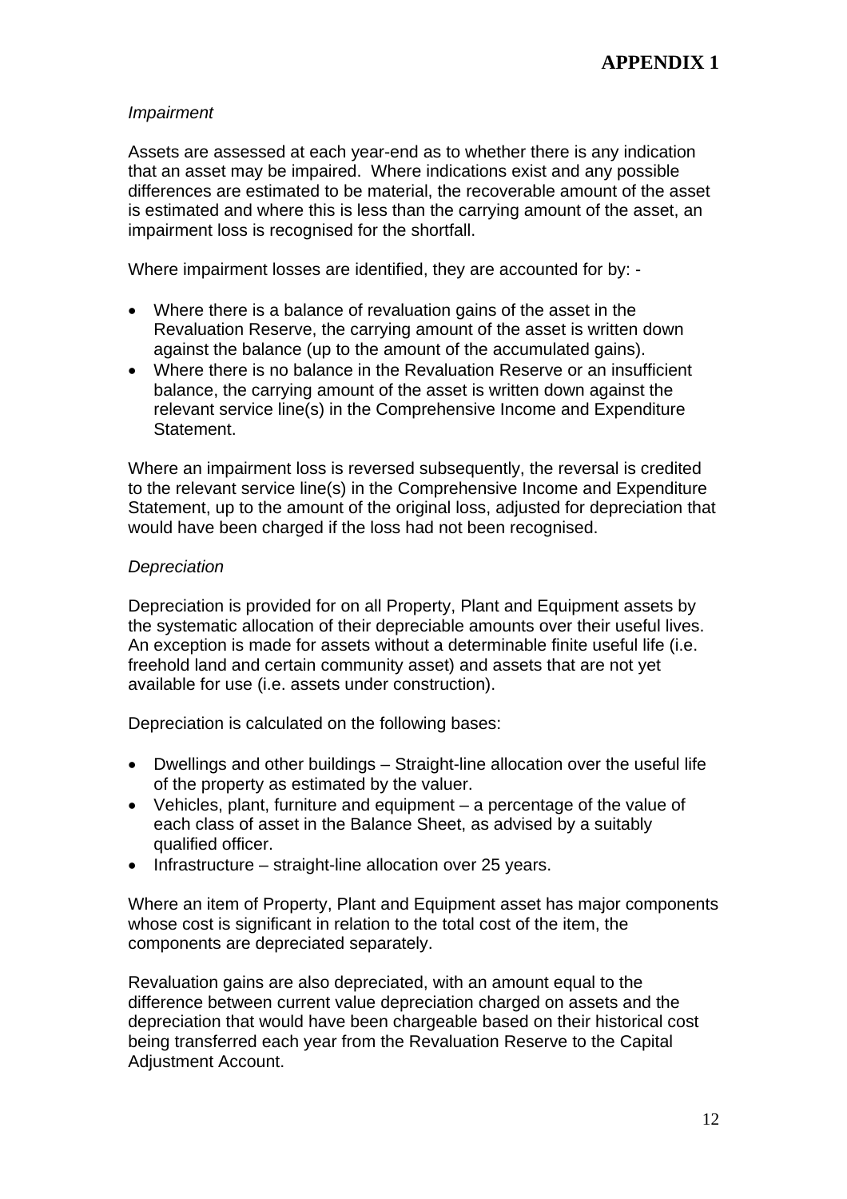*Impairment*

Assets are assessed at each year-end as to whether there is any indication that an asset may be impaired. Where indications exist and any possible differences are estimated to be material, the recoverable amount of the asset is estimated and where this is less than the carrying amount of the asset, an impairment loss is recognised for the shortfall.

Where impairment losses are identified, they are accounted for by: -

- Where there is a balance of revaluation gains of the asset in the Revaluation Reserve, the carrying amount of the asset is written down against the balance (up to the amount of the accumulated gains).
- Where there is no balance in the Revaluation Reserve or an insufficient balance, the carrying amount of the asset is written down against the relevant service line(s) in the Comprehensive Income and Expenditure Statement.

Where an impairment loss is reversed subsequently, the reversal is credited to the relevant service line(s) in the Comprehensive Income and Expenditure Statement, up to the amount of the original loss, adjusted for depreciation that would have been charged if the loss had not been recognised.

*Depreciation*

Depreciation is provided for on all Property, Plant and Equipment assets by the systematic allocation of their depreciable amounts over their useful lives. An exception is made for assets without a determinable finite useful life (i.e. freehold land and certain community asset) and assets that are not yet available for use (i.e. assets under construction).

Depreciation is calculated on the following bases:

- Dwellings and other buildings – Straight-line allocation over the useful life of the property as estimated by the valuer.
- Vehicles, plant, furniture and equipment – a percentage of the value of each class of asset in the Balance Sheet, as advised by a suitably qualified officer.
- Infrastructure – straight-line allocation over 25 years.

Where an item of Property, Plant and Equipment asset has major components whose cost is significant in relation to the total cost of the item, the components are depreciated separately.

Revaluation gains are also depreciated, with an amount equal to the difference between current value depreciation charged on assets and the depreciation that would have been chargeable based on their historical cost being transferred each year from the Revaluation Reserve to the Capital Adjustment Account.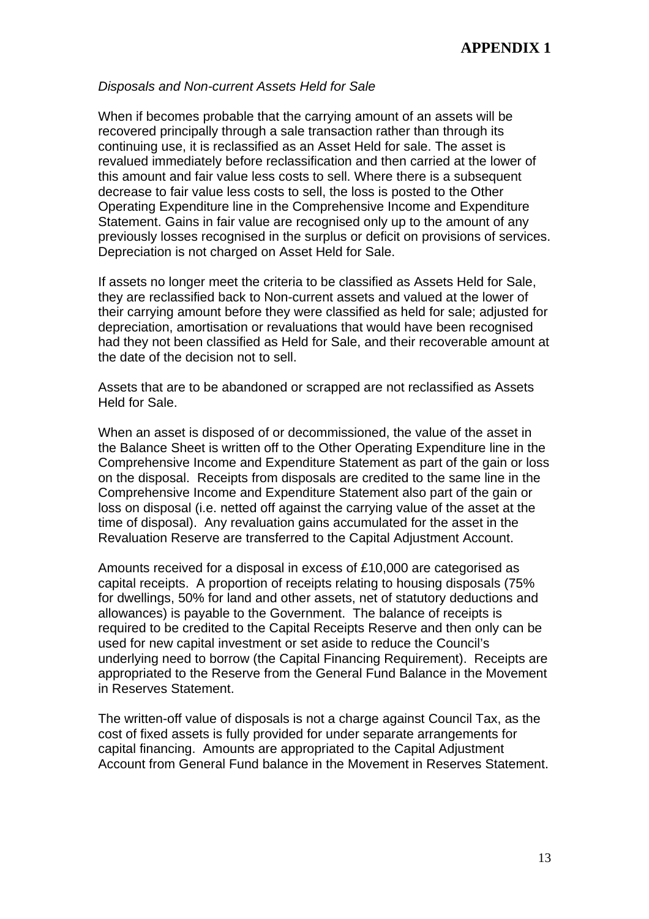**APPENDIX 1**

*Disposals and Non-current Assets Held for Sale*

When if becomes probable that the carrying amount of an assets will be recovered principally through a sale transaction rather than through its continuing use, it is reclassified as an Asset Held for sale. The asset is revalued immediately before reclassification and then carried at the lower of this amount and fair value less costs to sell. Where there is a subsequent decrease to fair value less costs to sell, the loss is posted to the Other Operating Expenditure line in the Comprehensive Income and Expenditure Statement. Gains in fair value are recognised only up to the amount of any previously losses recognised in the surplus or deficit on provisions of services. Depreciation is not charged on Asset Held for Sale.

If assets no longer meet the criteria to be classified as Assets Held for Sale, they are reclassified back to Non-current assets and valued at the lower of their carrying amount before they were classified as held for sale; adjusted for depreciation, amortisation or revaluations that would have been recognised had they not been classified as Held for Sale, and their recoverable amount at the date of the decision not to sell.

Assets that are to be abandoned or scrapped are not reclassified as Assets Held for Sale.

When an asset is disposed of or decommissioned, the value of the asset in the Balance Sheet is written off to the Other Operating Expenditure line in the Comprehensive Income and Expenditure Statement as part of the gain or loss on the disposal. Receipts from disposals are credited to the same line in the Comprehensive Income and Expenditure Statement also part of the gain or loss on disposal (i.e. netted off against the carrying value of the asset at the time of disposal). Any revaluation gains accumulated for the asset in the Revaluation Reserve are transferred to the Capital Adjustment Account.

Amounts received for a disposal in excess of £10,000 are categorised as capital receipts. A proportion of receipts relating to housing disposals (75% for dwellings, 50% for land and other assets, net of statutory deductions and allowances) is payable to the Government. The balance of receipts is required to be credited to the Capital Receipts Reserve and then only can be used for new capital investment or set aside to reduce the Council's underlying need to borrow (the Capital Financing Requirement). Receipts are appropriated to the Reserve from the General Fund Balance in the Movement in Reserves Statement.

The written-off value of disposals is not a charge against Council Tax, as the cost of fixed assets is fully provided for under separate arrangements for capital financing. Amounts are appropriated to the Capital Adjustment Account from General Fund balance in the Movement in Reserves Statement.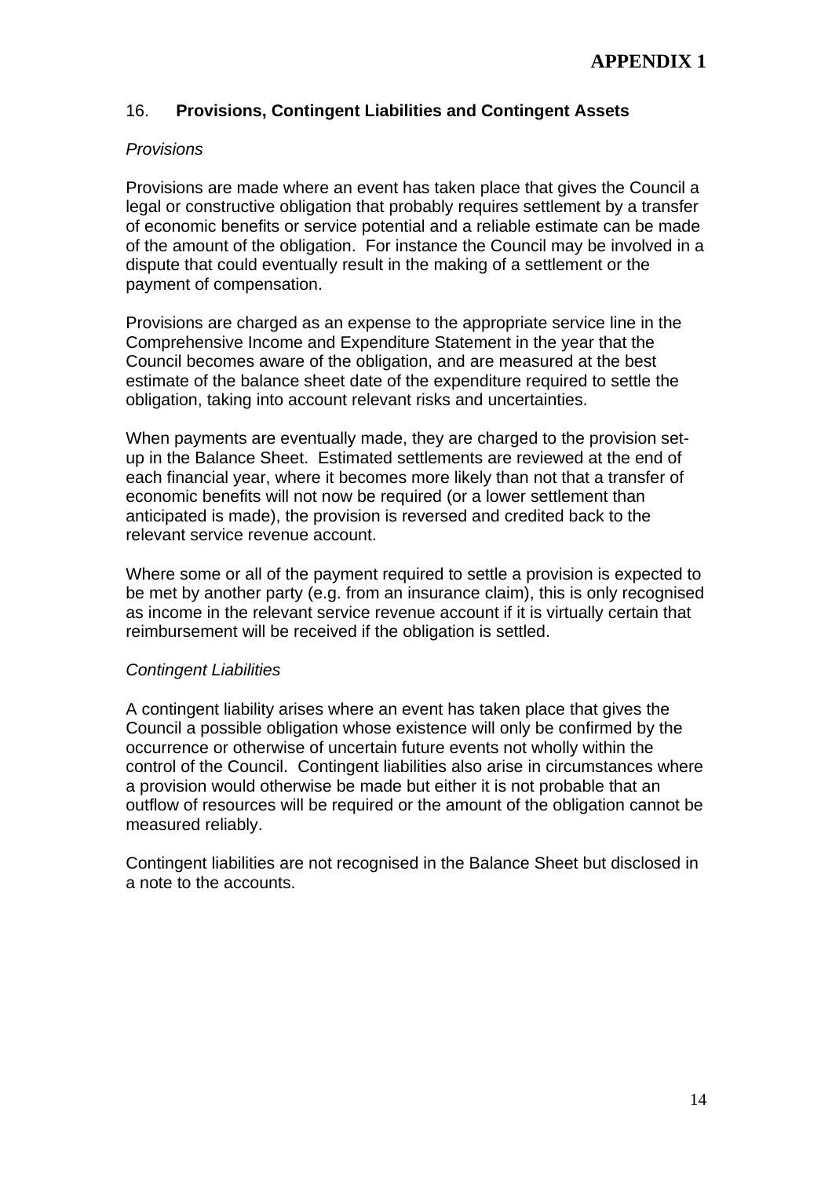**APPENDIX 1**

## 16. **Provisions, Contingent Liabilities and Contingent Assets**

*Provisions*

Provisions are made where an event has taken place that gives the Council a legal or constructive obligation that probably requires settlement by a transfer of economic benefits or service potential and a reliable estimate can be made of the amount of the obligation. For instance the Council may be involved in a dispute that could eventually result in the making of a settlement or the payment of compensation.

Provisions are charged as an expense to the appropriate service line in the Comprehensive Income and Expenditure Statement in the year that the Council becomes aware of the obligation, and are measured at the best estimate of the balance sheet date of the expenditure required to settle the obligation, taking into account relevant risks and uncertainties.

When payments are eventually made, they are charged to the provision set-up in the Balance Sheet. Estimated settlements are reviewed at the end of each financial year, where it becomes more likely than not that a transfer of economic benefits will not now be required (or a lower settlement than anticipated is made), the provision is reversed and credited back to the relevant service revenue account.

Where some or all of the payment required to settle a provision is expected to be met by another party (e.g. from an insurance claim), this is only recognised as income in the relevant service revenue account if it is virtually certain that reimbursement will be received if the obligation is settled.

*Contingent Liabilities*

A contingent liability arises where an event has taken place that gives the Council a possible obligation whose existence will only be confirmed by the occurrence or otherwise of uncertain future events not wholly within the control of the Council. Contingent liabilities also arise in circumstances where a provision would otherwise be made but either it is not probable that an outflow of resources will be required or the amount of the obligation cannot be measured reliably.

Contingent liabilities are not recognised in the Balance Sheet but disclosed in a note to the accounts.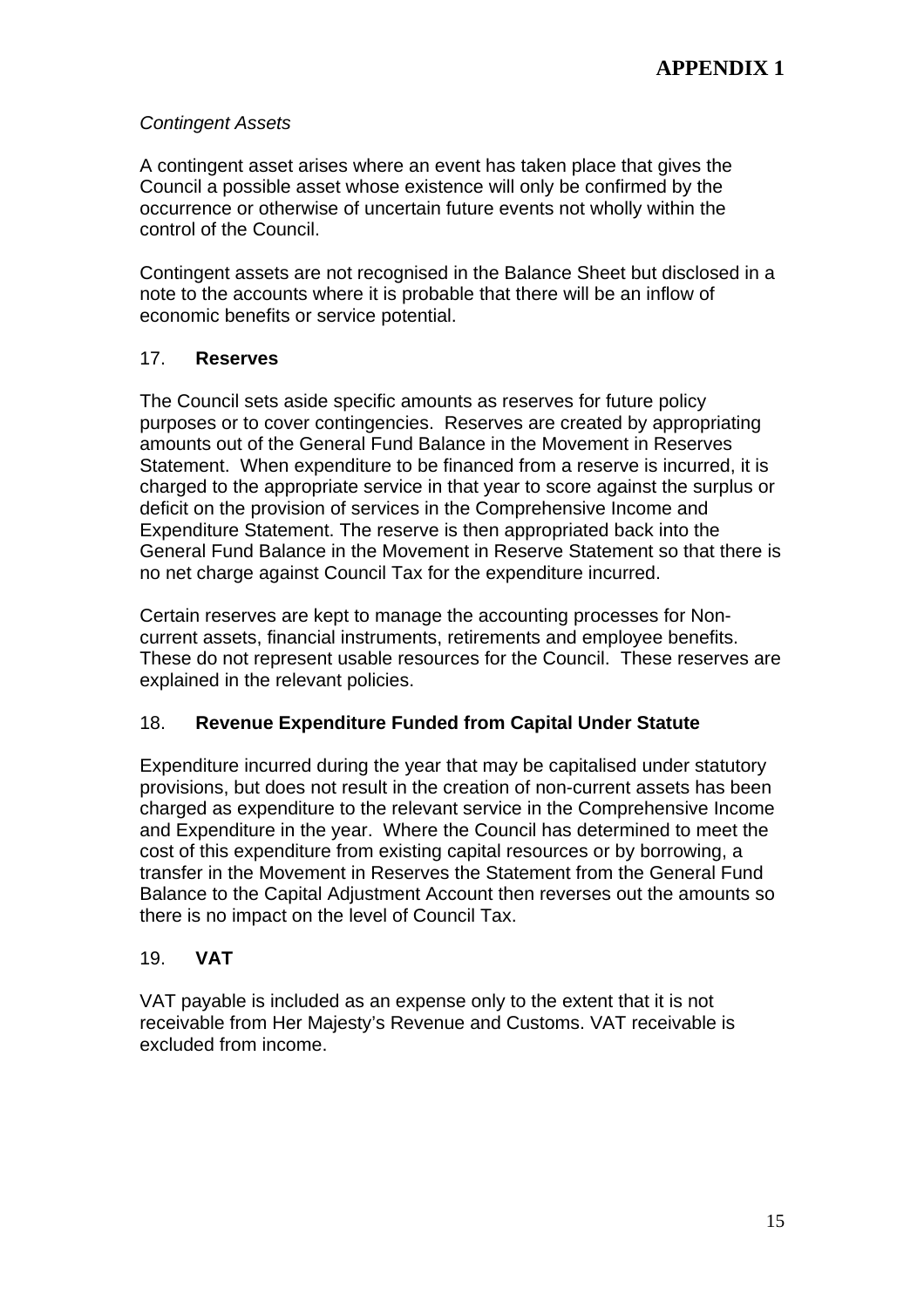*Contingent Assets*

A contingent asset arises where an event has taken place that gives the Council a possible asset whose existence will only be confirmed by the occurrence or otherwise of uncertain future events not wholly within the control of the Council.

Contingent assets are not recognised in the Balance Sheet but disclosed in a note to the accounts where it is probable that there will be an inflow of economic benefits or service potential.

## 17. **Reserves**

The Council sets aside specific amounts as reserves for future policy purposes or to cover contingencies. Reserves are created by appropriating amounts out of the General Fund Balance in the Movement in Reserves Statement. When expenditure to be financed from a reserve is incurred, it is charged to the appropriate service in that year to score against the surplus or deficit on the provision of services in the Comprehensive Income and Expenditure Statement. The reserve is then appropriated back into the General Fund Balance in the Movement in Reserve Statement so that there is no net charge against Council Tax for the expenditure incurred.

Certain reserves are kept to manage the accounting processes for Non-current assets, financial instruments, retirements and employee benefits. These do not represent usable resources for the Council. These reserves are explained in the relevant policies.

## 18. **Revenue Expenditure Funded from Capital Under Statute**

Expenditure incurred during the year that may be capitalised under statutory provisions, but does not result in the creation of non-current assets has been charged as expenditure to the relevant service in the Comprehensive Income and Expenditure in the year. Where the Council has determined to meet the cost of this expenditure from existing capital resources or by borrowing, a transfer in the Movement in Reserves the Statement from the General Fund Balance to the Capital Adjustment Account then reverses out the amounts so there is no impact on the level of Council Tax.

## 19. **VAT**

VAT payable is included as an expense only to the extent that it is not receivable from Her Majesty's Revenue and Customs. VAT receivable is excluded from income.